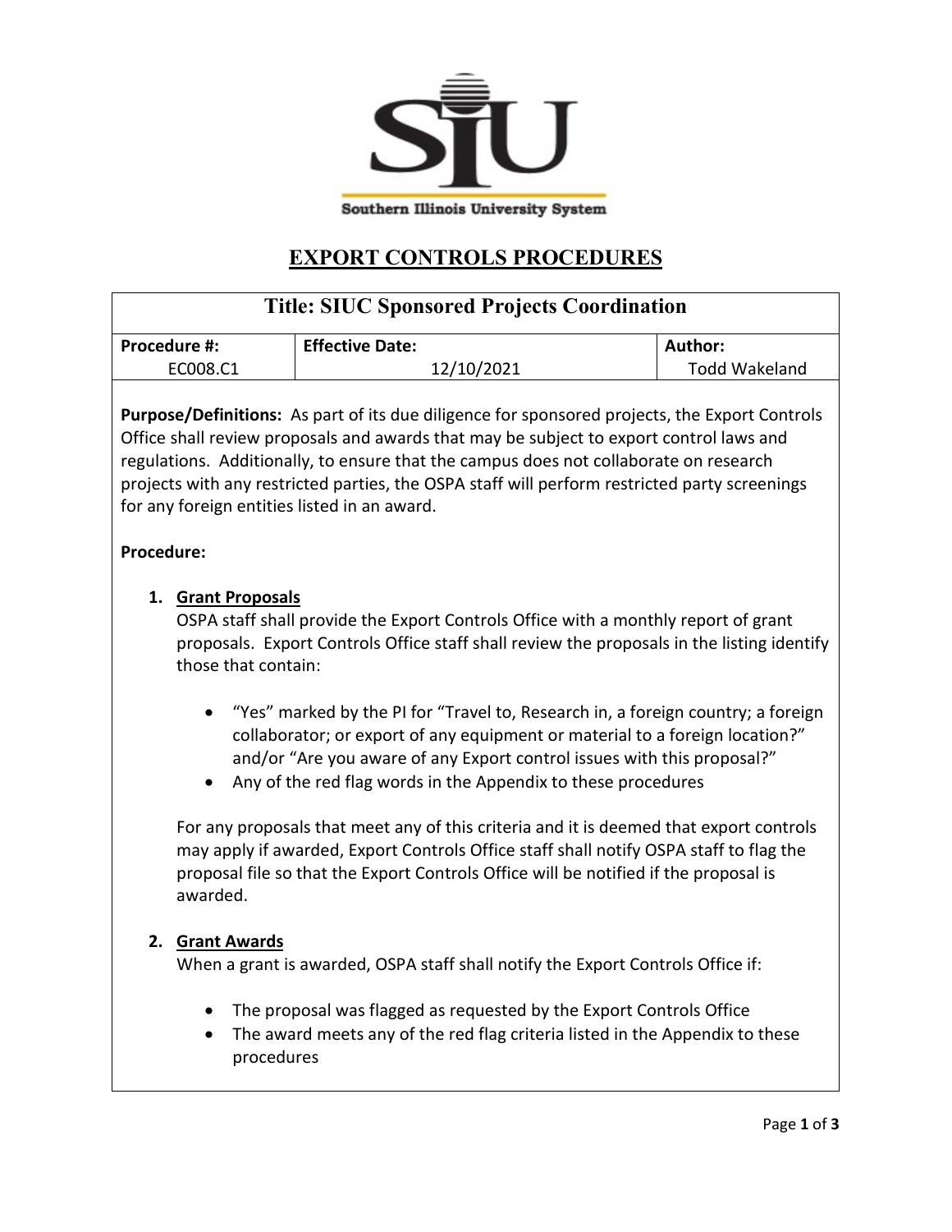Southern Illinois University System

# EXPORT CONTROLS PROCEDURES

| Title: SIUC Sponsored Projects Coordination | | |
|---|---|---|
| **Procedure #:** EC008.C1 | **Effective Date:** 12/10/2021 | **Author:** Todd Wakeland |

**Purpose/Definitions:** As part of its due diligence for sponsored projects, the Export Controls Office shall review proposals and awards that may be subject to export control laws and regulations. Additionally, to ensure that the campus does not collaborate on research projects with any restricted parties, the OSPA staff will perform restricted party screenings for any foreign entities listed in an award.

**Procedure:**

1. **Grant Proposals**

   OSPA staff shall provide the Export Controls Office with a monthly report of grant proposals. Export Controls Office staff shall review the proposals in the listing identify those that contain:

   - "Yes" marked by the PI for "Travel to, Research in, a foreign country; a foreign collaborator; or export of any equipment or material to a foreign location?" and/or "Are you aware of any Export control issues with this proposal?"
   - Any of the red flag words in the Appendix to these procedures

   For any proposals that meet any of this criteria and it is deemed that export controls may apply if awarded, Export Controls Office staff shall notify OSPA staff to flag the proposal file so that the Export Controls Office will be notified if the proposal is awarded.

2. **Grant Awards**

   When a grant is awarded, OSPA staff shall notify the Export Controls Office if:

   - The proposal was flagged as requested by the Export Controls Office
   - The award meets any of the red flag criteria listed in the Appendix to these procedures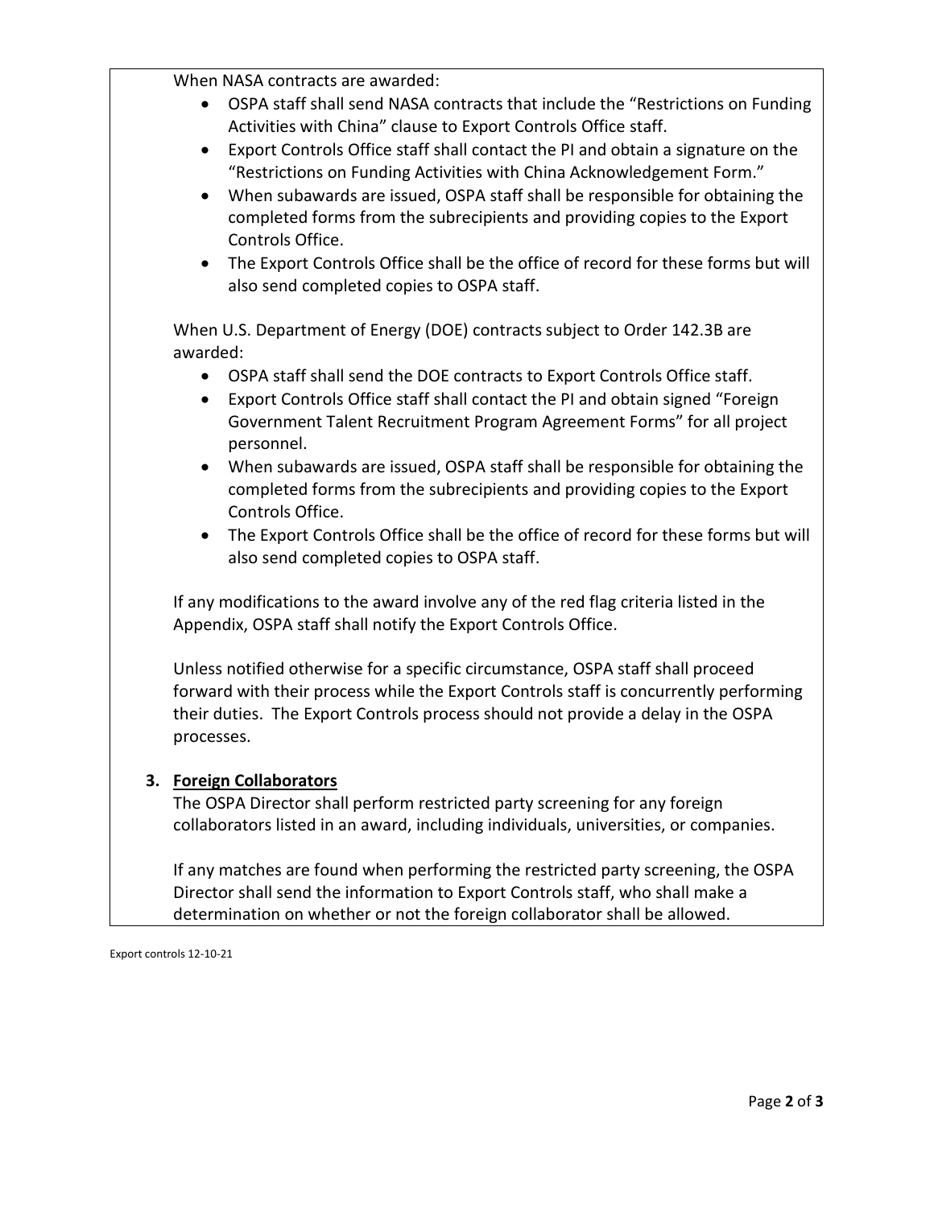When NASA contracts are awarded:

- OSPA staff shall send NASA contracts that include the "Restrictions on Funding Activities with China" clause to Export Controls Office staff.
- Export Controls Office staff shall contact the PI and obtain a signature on the "Restrictions on Funding Activities with China Acknowledgement Form."
- When subawards are issued, OSPA staff shall be responsible for obtaining the completed forms from the subrecipients and providing copies to the Export Controls Office.
- The Export Controls Office shall be the office of record for these forms but will also send completed copies to OSPA staff.

When U.S. Department of Energy (DOE) contracts subject to Order 142.3B are awarded:

- OSPA staff shall send the DOE contracts to Export Controls Office staff.
- Export Controls Office staff shall contact the PI and obtain signed "Foreign Government Talent Recruitment Program Agreement Forms" for all project personnel.
- When subawards are issued, OSPA staff shall be responsible for obtaining the completed forms from the subrecipients and providing copies to the Export Controls Office.
- The Export Controls Office shall be the office of record for these forms but will also send completed copies to OSPA staff.

If any modifications to the award involve any of the red flag criteria listed in the Appendix, OSPA staff shall notify the Export Controls Office.

Unless notified otherwise for a specific circumstance, OSPA staff shall proceed forward with their process while the Export Controls staff is concurrently performing their duties. The Export Controls process should not provide a delay in the OSPA processes.

**3. Foreign Collaborators**

The OSPA Director shall perform restricted party screening for any foreign collaborators listed in an award, including individuals, universities, or companies.

If any matches are found when performing the restricted party screening, the OSPA Director shall send the information to Export Controls staff, who shall make a determination on whether or not the foreign collaborator shall be allowed.

Export controls 12-10-21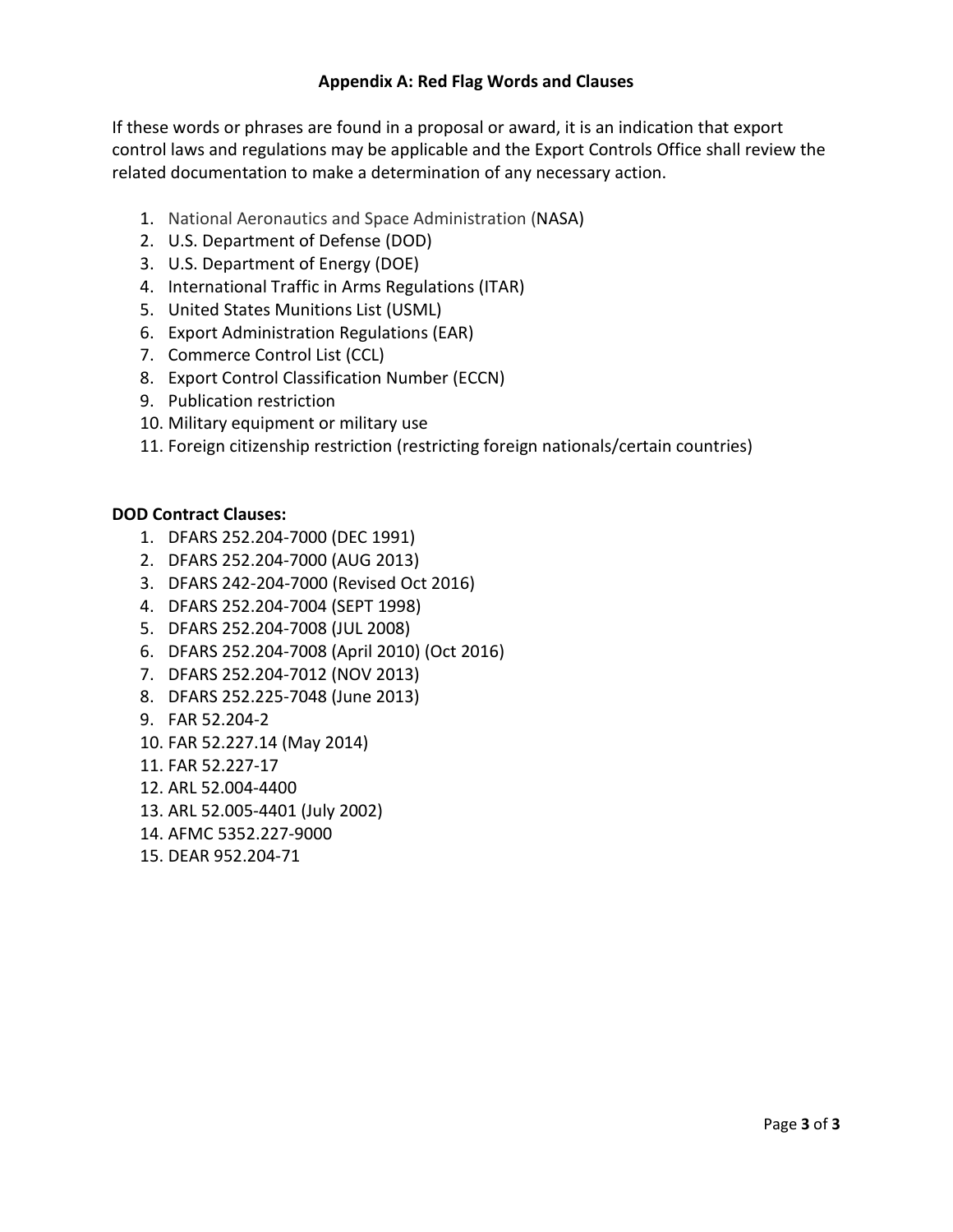## Appendix A: Red Flag Words and Clauses

If these words or phrases are found in a proposal or award, it is an indication that export control laws and regulations may be applicable and the Export Controls Office shall review the related documentation to make a determination of any necessary action.

1. National Aeronautics and Space Administration (NASA)
2. U.S. Department of Defense (DOD)
3. U.S. Department of Energy (DOE)
4. International Traffic in Arms Regulations (ITAR)
5. United States Munitions List (USML)
6. Export Administration Regulations (EAR)
7. Commerce Control List (CCL)
8. Export Control Classification Number (ECCN)
9. Publication restriction
10. Military equipment or military use
11. Foreign citizenship restriction (restricting foreign nationals/certain countries)

**DOD Contract Clauses:**

1. DFARS 252.204-7000 (DEC 1991)
2. DFARS 252.204-7000 (AUG 2013)
3. DFARS 242-204-7000 (Revised Oct 2016)
4. DFARS 252.204-7004 (SEPT 1998)
5. DFARS 252.204-7008 (JUL 2008)
6. DFARS 252.204-7008 (April 2010) (Oct 2016)
7. DFARS 252.204-7012 (NOV 2013)
8. DFARS 252.225-7048 (June 2013)
9. FAR 52.204-2
10. FAR 52.227.14 (May 2014)
11. FAR 52.227-17
12. ARL 52.004-4400
13. ARL 52.005-4401 (July 2002)
14. AFMC 5352.227-9000
15. DEAR 952.204-71